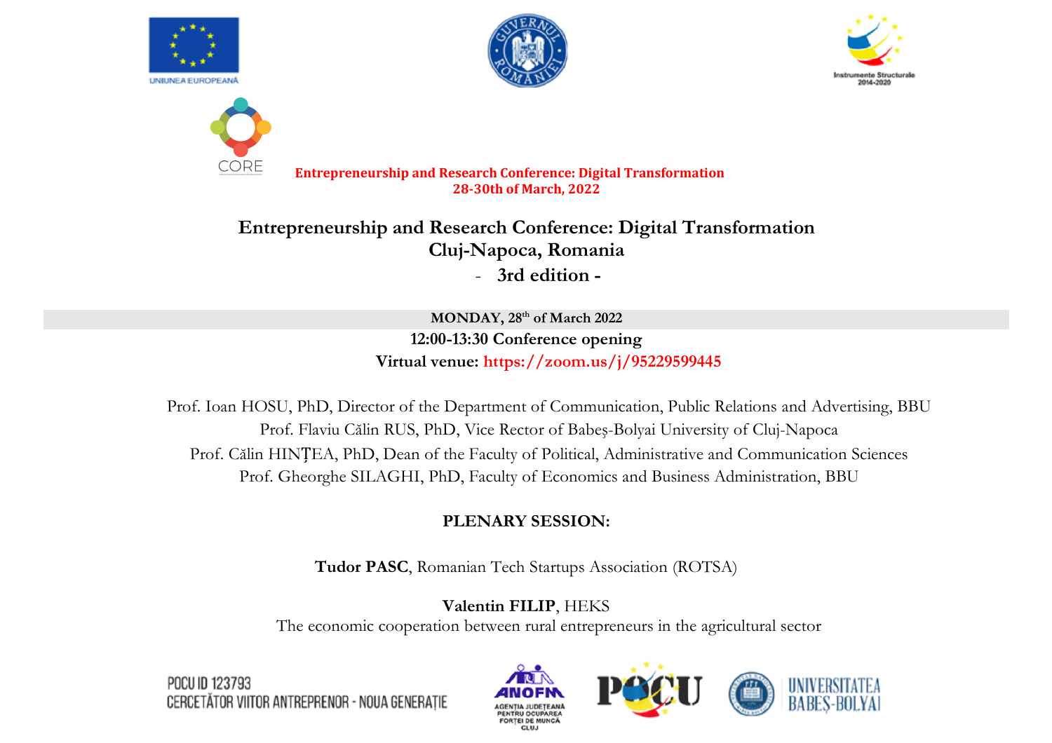UNIUNEA EUROPEANĂ

Instrumente Structurale 2014-2020

CORE

**Entrepreneurship and Research Conference: Digital Transformation**
**28-30th of March, 2022**

# Entrepreneurship and Research Conference: Digital Transformation
## Cluj-Napoca, Romania
## - 3rd edition -

**MONDAY, 28th of March 2022**

**12:00-13:30 Conference opening**

**Virtual venue: https://zoom.us/j/95229599445**

Prof. Ioan HOSU, PhD, Director of the Department of Communication, Public Relations and Advertising, BBU
Prof. Flaviu Călin RUS, PhD, Vice Rector of Babeş-Bolyai University of Cluj-Napoca
Prof. Călin HINȚEA, PhD, Dean of the Faculty of Political, Administrative and Communication Sciences
Prof. Gheorghe SILAGHI, PhD, Faculty of Economics and Business Administration, BBU

**PLENARY SESSION:**

**Tudor PASC**, Romanian Tech Startups Association (ROTSA)

**Valentin FILIP**, HEKS
The economic cooperation between rural entrepreneurs in the agricultural sector

POCU ID 123793
CERCETĂTOR VIITOR ANTREPRENOR - NOUA GENERAȚIE

ANOFM AGENȚIA JUDEȚEANĂ PENTRU OCUPAREA FORȚEI DE MUNCĂ CLUJ

POCU

UNIVERSITATEA BABEȘ-BOLYAI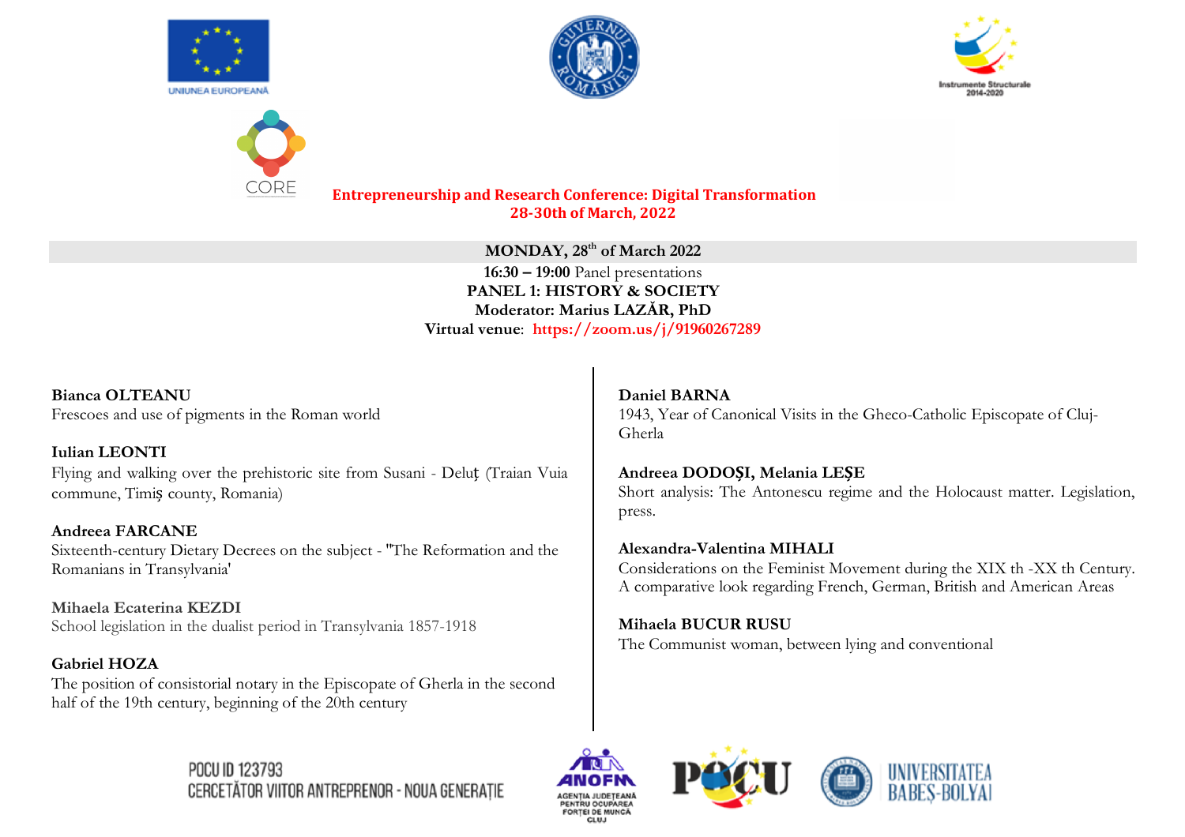**Entrepreneurship and Research Conference: Digital Transformation**
**28-30th of March, 2022**

**MONDAY, 28th of March 2022**

**16:30 – 19:00** Panel presentations

**PANEL 1: HISTORY & SOCIETY**

**Moderator: Marius LAZĂR, PhD**

**Virtual venue**: **https://zoom.us/j/91960267289**

**Bianca OLTEANU**
Frescoes and use of pigments in the Roman world

**Iulian LEONTI**
Flying and walking over the prehistoric site from Susani - Deluț (Traian Vuia commune, Timiș county, Romania)

**Andreea FARCANE**
Sixteenth-century Dietary Decrees on the subject - "The Reformation and the Romanians in Transylvania'

**Mihaela Ecaterina KEZDI**
School legislation in the dualist period in Transylvania 1857-1918

**Gabriel HOZA**
The position of consistorial notary in the Episcopate of Gherla in the second half of the 19th century, beginning of the 20th century

**Daniel BARNA**
1943, Year of Canonical Visits in the Gheco-Catholic Episcopate of Cluj-Gherla

**Andreea DODOȘI, Melania LEȘE**
Short analysis: The Antonescu regime and the Holocaust matter. Legislation, press.

**Alexandra-Valentina MIHALI**
Considerations on the Feminist Movement during the XIX th -XX th Century. A comparative look regarding French, German, British and American Areas

**Mihaela BUCUR RUSU**
The Communist woman, between lying and conventional

POCU ID 123793
CERCETĂTOR VIITOR ANTREPRENOR - NOUA GENERAȚIE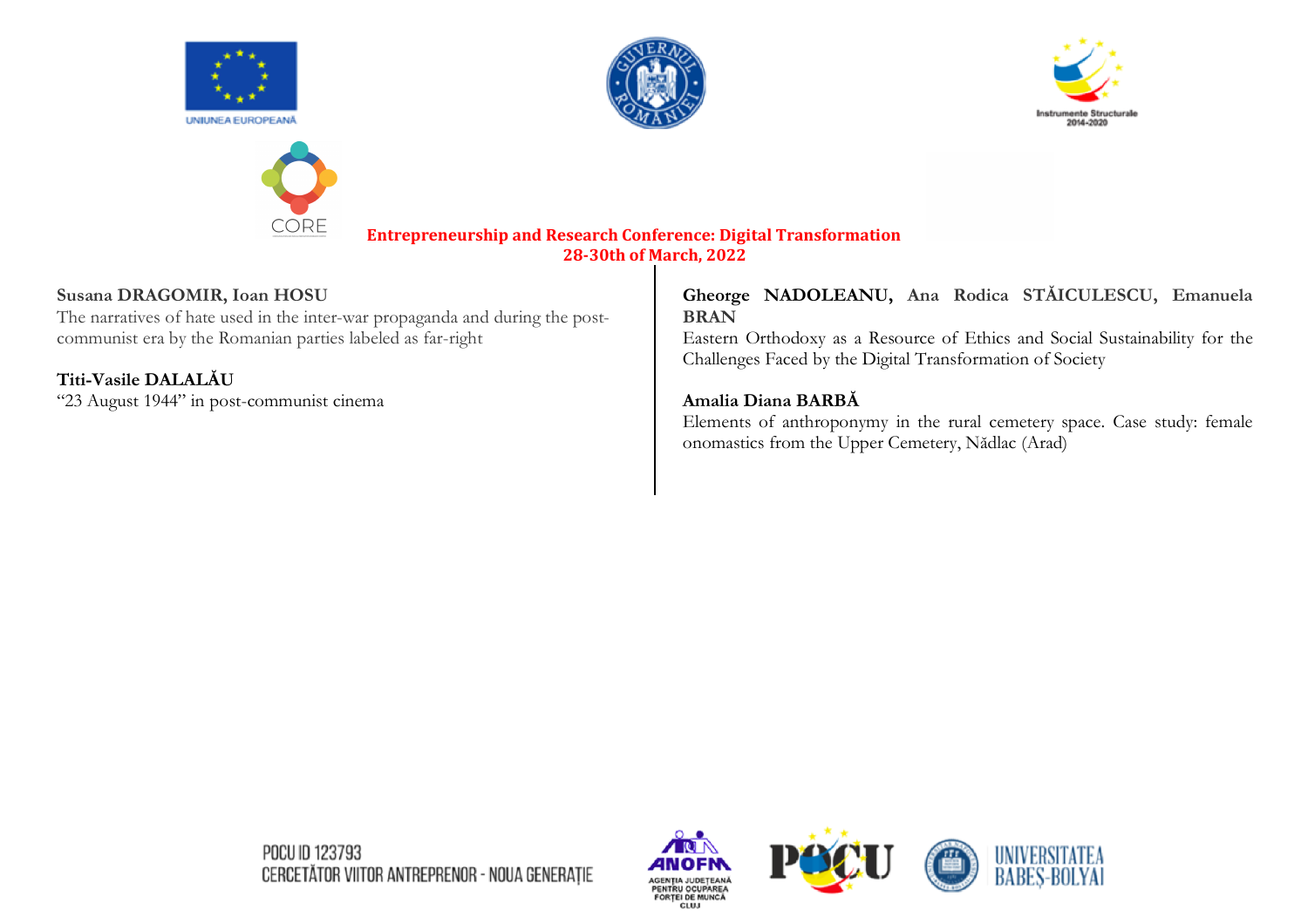**Susana DRAGOMIR, Ioan HOSU**
The narratives of hate used in the inter-war propaganda and during the post-communist era by the Romanian parties labeled as far-right

**Titi-Vasile DALALĂU**
"23 August 1944" in post-communist cinema

**Gheorge NADOLEANU, Ana Rodica STĂICULESCU, Emanuela BRAN**
Eastern Orthodoxy as a Resource of Ethics and Social Sustainability for the Challenges Faced by the Digital Transformation of Society

**Amalia Diana BARBĂ**
Elements of anthroponymy in the rural cemetery space. Case study: female onomastics from the Upper Cemetery, Nădlac (Arad)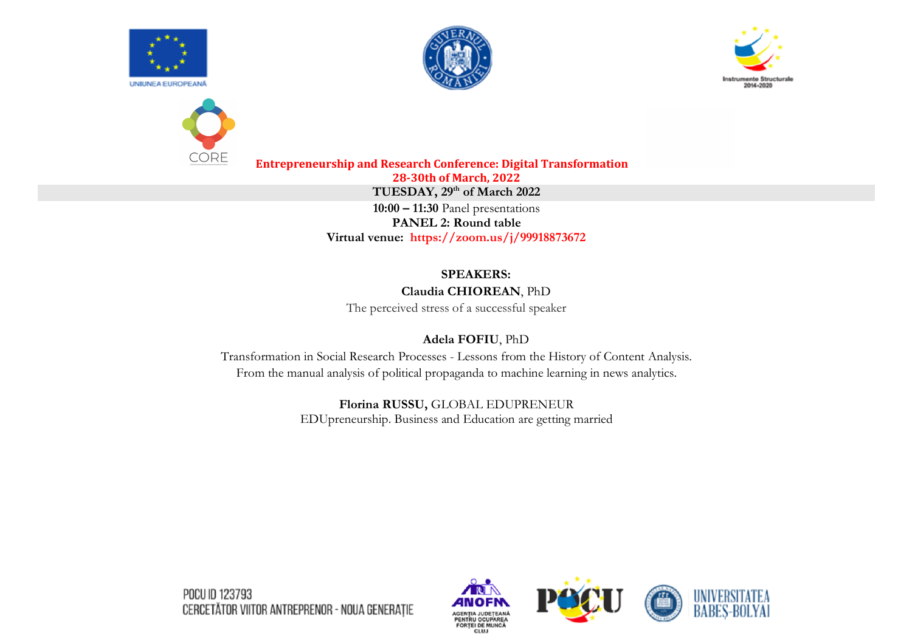**Entrepreneurship and Research Conference: Digital Transformation**
**28-30th of March, 2022**

**TUESDAY, 29th of March 2022**

**10:00 – 11:30** Panel presentations

**PANEL 2: Round table**

**Virtual venue:** **https://zoom.us/j/99918873672**

**SPEAKERS:**

**Claudia CHIOREAN**, PhD

The perceived stress of a successful speaker

**Adela FOFIU**, PhD

Transformation in Social Research Processes - Lessons from the History of Content Analysis. From the manual analysis of political propaganda to machine learning in news analytics.

**Florina RUSSU,** GLOBAL EDUPRENEUR

EDUpreneurship. Business and Education are getting married

POCU ID 123793
CERCETĂTOR VIITOR ANTREPRENOR - NOUA GENERAȚIE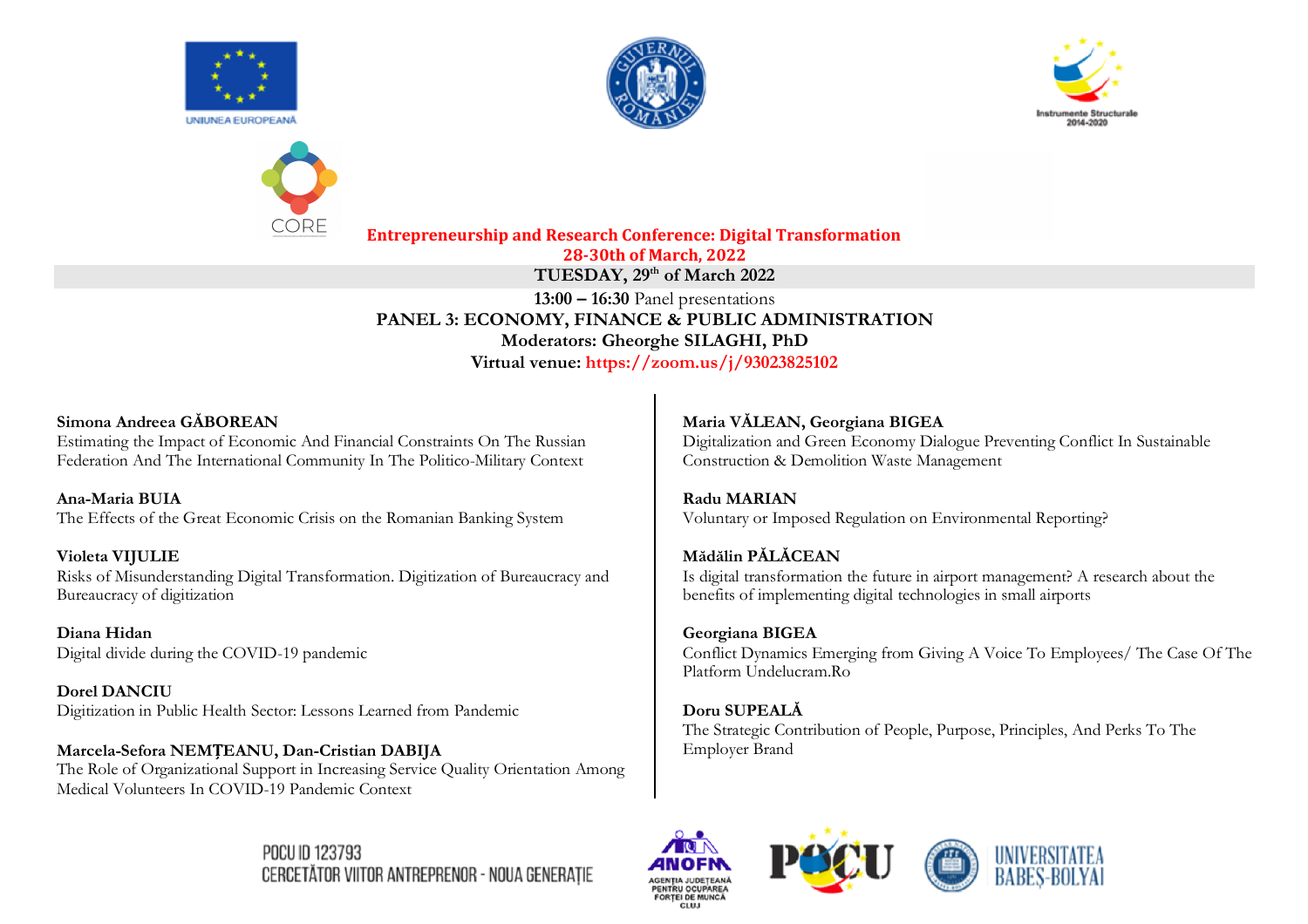UNIUNEA EUROPEANĂ

CORE

**Entrepreneurship and Research Conference: Digital Transformation**
**28-30th of March, 2022**

**TUESDAY, 29th of March 2022**

**13:00 – 16:30** Panel presentations

## PANEL 3: ECONOMY, FINANCE & PUBLIC ADMINISTRATION

**Moderators: Gheorghe SILAGHI, PhD**

**Virtual venue: https://zoom.us/j/93023825102**

**Simona Andreea GĂBOREAN**
Estimating the Impact of Economic And Financial Constraints On The Russian Federation And The International Community In The Politico-Military Context

**Ana-Maria BUIA**
The Effects of the Great Economic Crisis on the Romanian Banking System

**Violeta VIJULIE**
Risks of Misunderstanding Digital Transformation. Digitization of Bureaucracy and Bureaucracy of digitization

**Diana Hidan**
Digital divide during the COVID-19 pandemic

**Dorel DANCIU**
Digitization in Public Health Sector: Lessons Learned from Pandemic

**Marcela-Sefora NEMȚEANU, Dan-Cristian DABIJA**
The Role of Organizational Support in Increasing Service Quality Orientation Among Medical Volunteers In COVID-19 Pandemic Context

**Maria VĂLEAN, Georgiana BIGEA**
Digitalization and Green Economy Dialogue Preventing Conflict In Sustainable Construction & Demolition Waste Management

**Radu MARIAN**
Voluntary or Imposed Regulation on Environmental Reporting?

**Mădălin PĂLĂCEAN**
Is digital transformation the future in airport management? A research about the benefits of implementing digital technologies in small airports

**Georgiana BIGEA**
Conflict Dynamics Emerging from Giving A Voice To Employees/ The Case Of The Platform Undelucram.Ro

**Doru SUPEALĂ**
The Strategic Contribution of People, Purpose, Principles, And Perks To The Employer Brand

POCU ID 123793
CERCETĂTOR VIITOR ANTREPRENOR - NOUA GENERAȚIE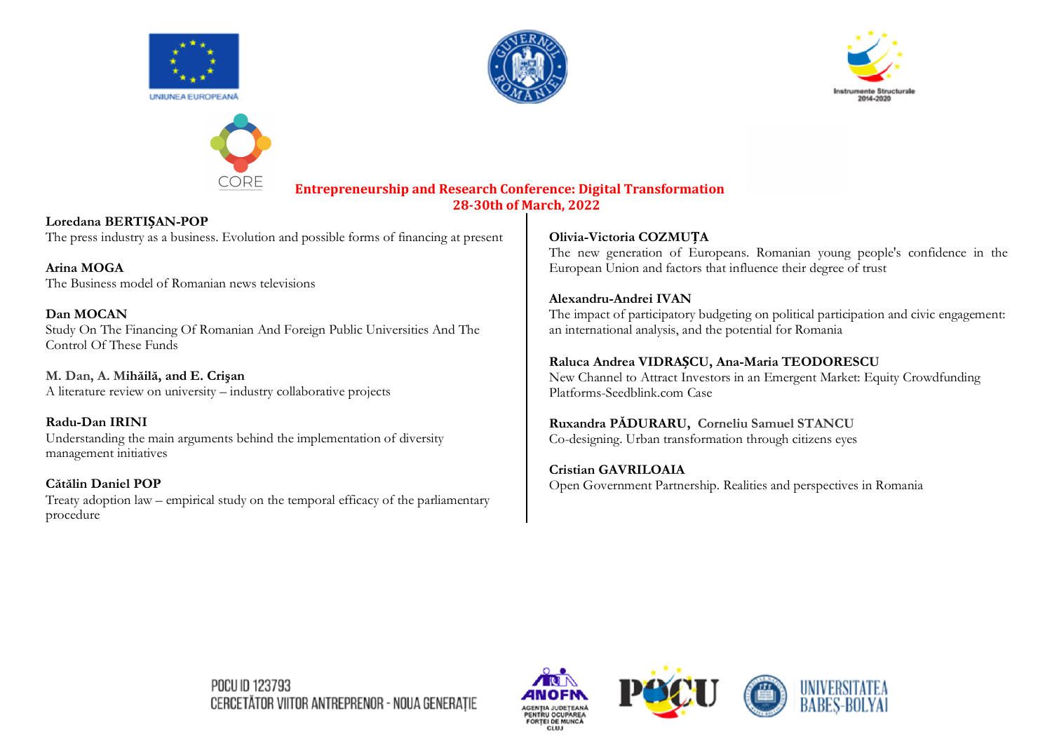**Entrepreneurship and Research Conference: Digital Transformation**
**28-30th of March, 2022**

**Loredana BERTIȘAN-POP**
The press industry as a business. Evolution and possible forms of financing at present

**Arina MOGA**
The Business model of Romanian news televisions

**Dan MOCAN**
Study On The Financing Of Romanian And Foreign Public Universities And The Control Of These Funds

**M. Dan, A. Mihăilă, and E. Crişan**
A literature review on university – industry collaborative projects

**Radu-Dan IRINI**
Understanding the main arguments behind the implementation of diversity management initiatives

**Cătălin Daniel POP**
Treaty adoption law – empirical study on the temporal efficacy of the parliamentary procedure

**Olivia-Victoria COZMUȚA**
The new generation of Europeans. Romanian young people's confidence in the European Union and factors that influence their degree of trust

**Alexandru-Andrei IVAN**
The impact of participatory budgeting on political participation and civic engagement: an international analysis, and the potential for Romania

**Raluca Andrea VIDRAȘCU, Ana-Maria TEODORESCU**
New Channel to Attract Investors in an Emergent Market: Equity Crowdfunding Platforms-Seedblink.com Case

**Ruxandra PĂDURARU, Corneliu Samuel STANCU**
Co-designing. Urban transformation through citizens eyes

**Cristian GAVRILOAIA**
Open Government Partnership. Realities and perspectives in Romania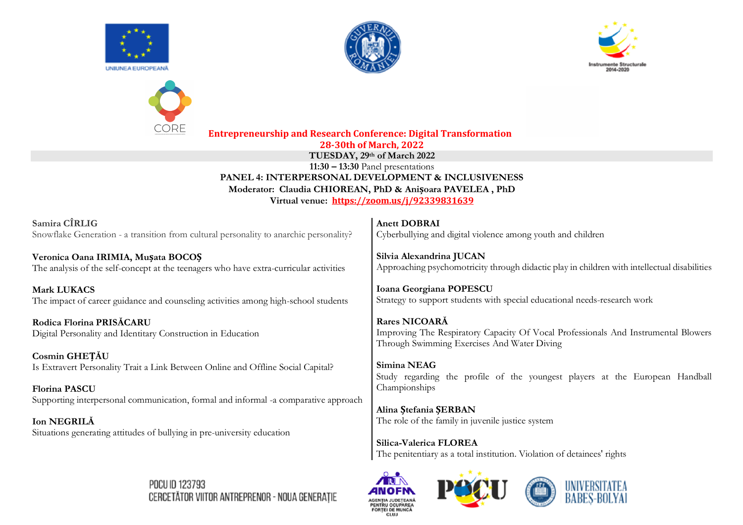UNIUNEA EUROPEANĂ

Instrumente Structurale 2014-2020

CORE

**Entrepreneurship and Research Conference: Digital Transformation**
**28-30th of March, 2022**

**TUESDAY, 29th of March 2022**

**11:30 – 13:30** Panel presentations

**PANEL 4: INTERPERSONAL DEVELOPMENT & INCLUSIVENESS**

**Moderator: Claudia CHIOREAN, PhD & Anișoara PAVELEA , PhD**

**Virtual venue: [https://zoom.us/j/92339831639](https://zoom.us/j/92339831639)**

**Samira CÎRLIG**
Snowflake Generation - a transition from cultural personality to anarchic personality?

**Veronica Oana IRIMIA, Mușata BOCOȘ**
The analysis of the self-concept at the teenagers who have extra-curricular activities

**Mark LUKACS**
The impact of career guidance and counseling activities among high-school students

**Rodica Florina PRISĂCARU**
Digital Personality and Identitary Construction in Education

**Cosmin GHEȚĂU**
Is Extravert Personality Trait a Link Between Online and Offline Social Capital?

**Florina PASCU**
Supporting interpersonal communication, formal and informal -a comparative approach

**Ion NEGRILĂ**
Situations generating attitudes of bullying in pre-university education

**Anett DOBRAI**
Cyberbullying and digital violence among youth and children

**Silvia Alexandrina JUCAN**
Approaching psychomotricity through didactic play in children with intellectual disabilities

**Ioana Georgiana POPESCU**
Strategy to support students with special educational needs-research work

**Rares NICOARĂ**
Improving The Respiratory Capacity Of Vocal Professionals And Instrumental Blowers Through Swimming Exercises And Water Diving

**Simina NEAG**
Study regarding the profile of the youngest players at the European Handball Championships

**Alina Ștefania ȘERBAN**
The role of the family in juvenile justice system

**Silica-Valerica FLOREA**
The penitentiary as a total institution. Violation of detainees' rights

POCU ID 123793
CERCETĂTOR VIITOR ANTREPRENOR - NOUA GENERAȚIE

ANOFM AGENȚIA JUDEȚEANĂ PENTRU OCUPAREA FORȚEI DE MUNCĂ CLUJ

POCU

UNIVERSITATEA BABEȘ-BOLYAI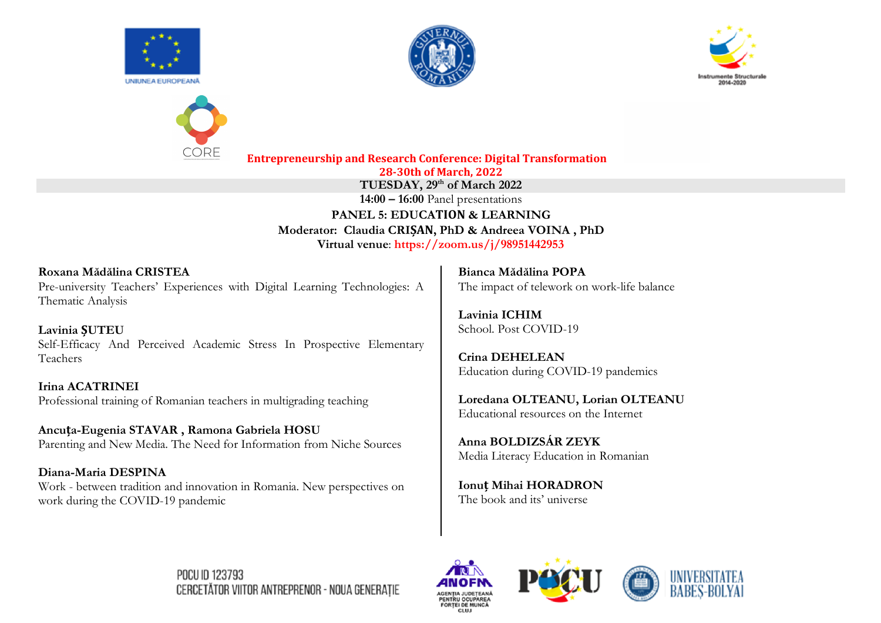UNIUNEA EUROPEANĂ

Instrumente Structurale 2014-2020

CORE

**Entrepreneurship and Research Conference: Digital Transformation**
**28-30th of March, 2022**

**TUESDAY, 29th of March 2022**

**14:00 – 16:00** Panel presentations

**PANEL 5: EDUCATION & LEARNING**

**Moderator: Claudia CRIȘAN, PhD & Andreea VOINA , PhD**

**Virtual venue**: https://zoom.us/j/98951442953

**Roxana Mădălina CRISTEA**
Pre-university Teachers' Experiences with Digital Learning Technologies: A Thematic Analysis

**Lavinia ȘUTEU**
Self-Efficacy And Perceived Academic Stress In Prospective Elementary Teachers

**Irina ACATRINEI**
Professional training of Romanian teachers in multigrading teaching

**Ancuța-Eugenia STAVAR , Ramona Gabriela HOSU**
Parenting and New Media. The Need for Information from Niche Sources

**Diana-Maria DESPINA**
Work - between tradition and innovation in Romania. New perspectives on work during the COVID-19 pandemic

**Bianca Mădălina POPA**
The impact of telework on work-life balance

**Lavinia ICHIM**
School. Post COVID-19

**Crina DEHELEAN**
Education during COVID-19 pandemics

**Loredana OLTEANU, Lorian OLTEANU**
Educational resources on the Internet

**Anna BOLDIZSÁR ZEYK**
Media Literacy Education in Romanian

**Ionuț Mihai HORADRON**
The book and its' universe

POCU ID 123793
CERCETĂTOR VIITOR ANTREPRENOR - NOUA GENERAȚIE

ANOFM AGENȚIA JUDEȚEANĂ PENTRU OCUPAREA FORȚEI DE MUNCĂ CLUJ

POCU

UNIVERSITATEA BABEȘ-BOLYAI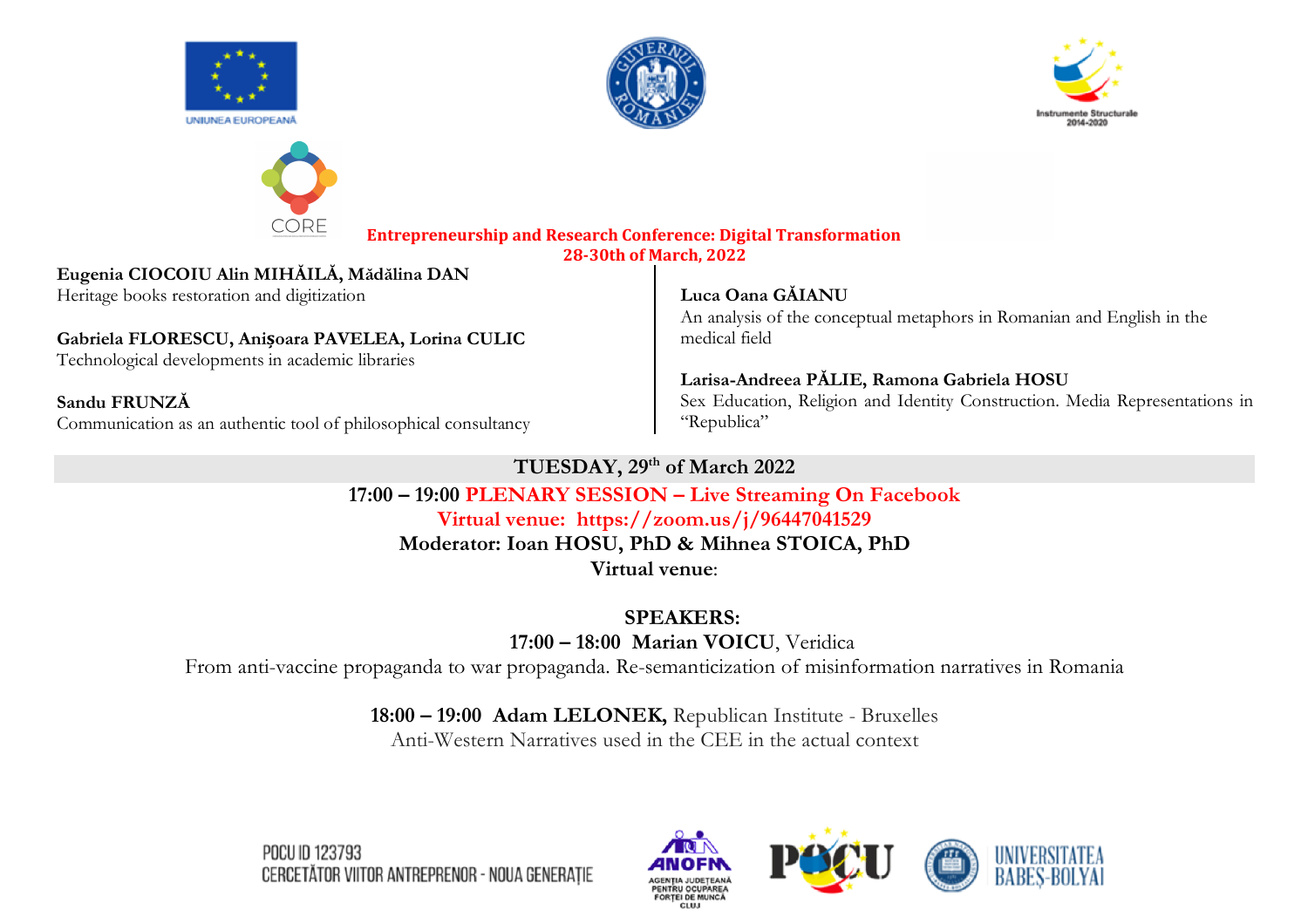UNIUNEA EUROPEANĂ

Instrumente Structurale 2014-2020

CORE

**Entrepreneurship and Research Conference: Digital Transformation**
**28-30th of March, 2022**

**Eugenia CIOCOIU Alin MIHĂILĂ, Mădălina DAN**
Heritage books restoration and digitization

**Gabriela FLORESCU, Anișoara PAVELEA, Lorina CULIC**
Technological developments in academic libraries

**Sandu FRUNZĂ**
Communication as an authentic tool of philosophical consultancy

**Luca Oana GĂIANU**
An analysis of the conceptual metaphors in Romanian and English in the medical field

**Larisa-Andreea PĂLIE, Ramona Gabriela HOSU**
Sex Education, Religion and Identity Construction. Media Representations in "Republica"

## TUESDAY, 29th of March 2022

**17:00 – 19:00 PLENARY SESSION – Live Streaming On Facebook**
**Virtual venue: https://zoom.us/j/96447041529**
**Moderator: Ioan HOSU, PhD & Mihnea STOICA, PhD**
**Virtual venue**:

**SPEAKERS:**

**17:00 – 18:00 Marian VOICU**, Veridica
From anti-vaccine propaganda to war propaganda. Re-semanticization of misinformation narratives in Romania

**18:00 – 19:00 Adam LELONEK,** Republican Institute - Bruxelles
Anti-Western Narratives used in the CEE in the actual context

POCU ID 123793
CERCETĂTOR VIITOR ANTREPRENOR - NOUA GENERAȚIE

ANOFM AGENȚIA JUDEȚEANĂ PENTRU OCUPAREA FORȚEI DE MUNCĂ CLUJ

POCU

UNIVERSITATEA BABEȘ-BOLYAI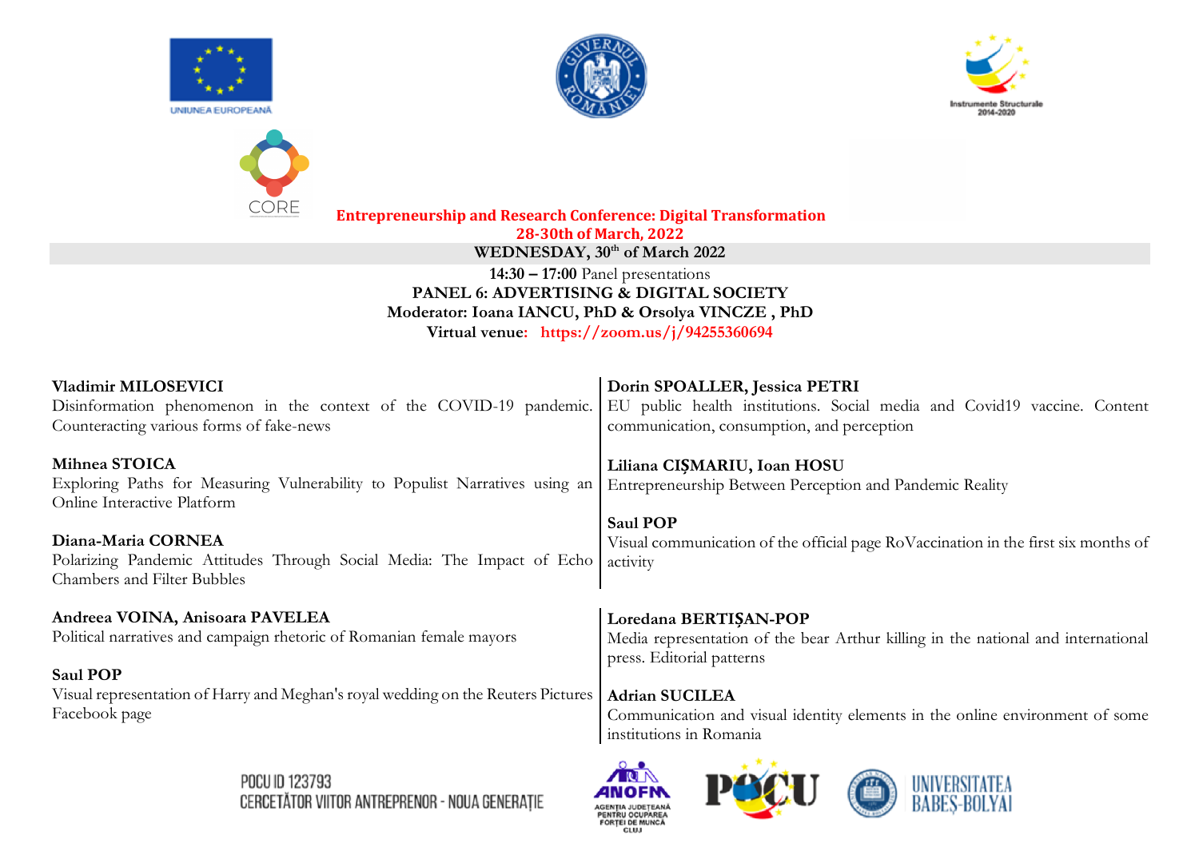**Entrepreneurship and Research Conference: Digital Transformation**
**28-30th of March, 2022**

**WEDNESDAY, 30th of March 2022**

**14:30 – 17:00** Panel presentations

**PANEL 6: ADVERTISING & DIGITAL SOCIETY**

**Moderator: Ioana IANCU, PhD & Orsolya VINCZE , PhD**

**Virtual venue: https://zoom.us/j/94255360694**

**Vladimir MILOSEVICI**
Disinformation phenomenon in the context of the COVID-19 pandemic. Counteracting various forms of fake-news

**Mihnea STOICA**
Exploring Paths for Measuring Vulnerability to Populist Narratives using an Online Interactive Platform

**Diana-Maria CORNEA**
Polarizing Pandemic Attitudes Through Social Media: The Impact of Echo Chambers and Filter Bubbles

**Dorin SPOALLER, Jessica PETRI**
EU public health institutions. Social media and Covid19 vaccine. Content communication, consumption, and perception

**Liliana CIŞMARIU, Ioan HOSU**
Entrepreneurship Between Perception and Pandemic Reality

**Saul POP**
Visual communication of the official page RoVaccination in the first six months of activity

**Andreea VOINA, Anisoara PAVELEA**
Political narratives and campaign rhetoric of Romanian female mayors

**Saul POP**
Visual representation of Harry and Meghan's royal wedding on the Reuters Pictures Facebook page

**Loredana BERTIŞAN-POP**
Media representation of the bear Arthur killing in the national and international press. Editorial patterns

**Adrian SUCILEA**
Communication and visual identity elements in the online environment of some institutions in Romania

POCU ID 123793
CERCETĂTOR VIITOR ANTREPRENOR - NOUA GENERAȚIE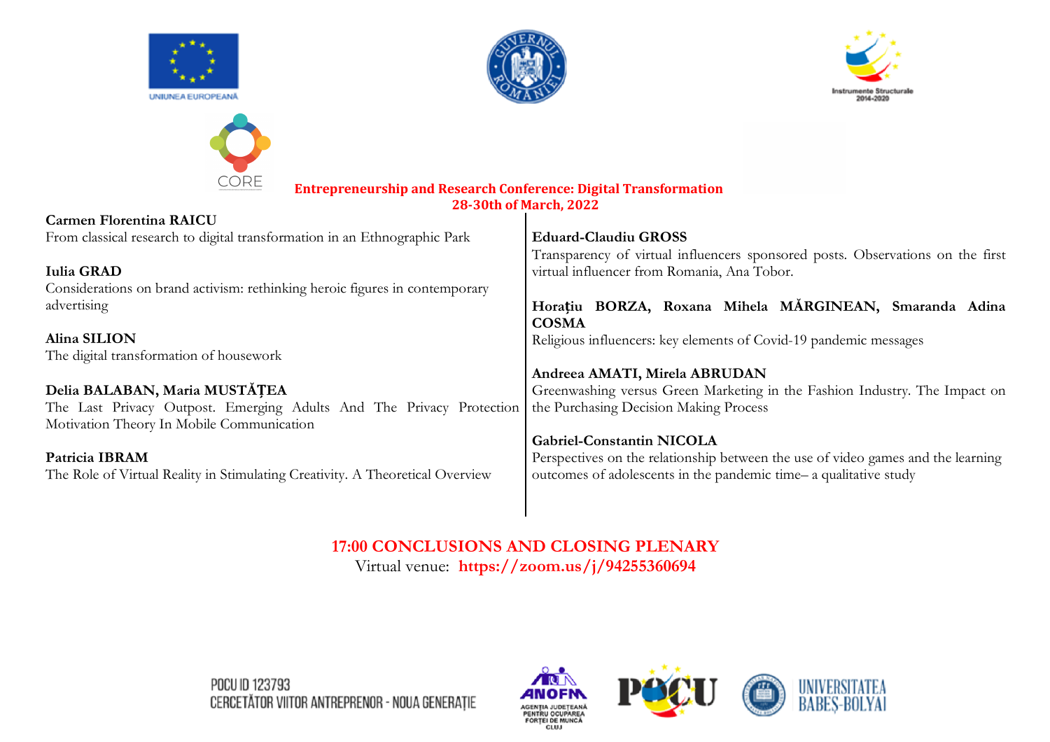UNIUNEA EUROPEANĂ

Instrumente Structurale 2014-2020

CORE

**Entrepreneurship and Research Conference: Digital Transformation**
**28-30th of March, 2022**

**Carmen Florentina RAICU**
From classical research to digital transformation in an Ethnographic Park

**Iulia GRAD**
Considerations on brand activism: rethinking heroic figures in contemporary advertising

**Alina SILION**
The digital transformation of housework

**Delia BALABAN, Maria MUSTĂȚEA**
The Last Privacy Outpost. Emerging Adults And The Privacy Protection Motivation Theory In Mobile Communication

**Patricia IBRAM**
The Role of Virtual Reality in Stimulating Creativity. A Theoretical Overview

**Eduard-Claudiu GROSS**
Transparency of virtual influencers sponsored posts. Observations on the first virtual influencer from Romania, Ana Tobor.

**Horațiu BORZA, Roxana Mihela MĂRGINEAN, Smaranda Adina COSMA**
Religious influencers: key elements of Covid-19 pandemic messages

**Andreea AMATI, Mirela ABRUDAN**
Greenwashing versus Green Marketing in the Fashion Industry. The Impact on the Purchasing Decision Making Process

**Gabriel-Constantin NICOLA**
Perspectives on the relationship between the use of video games and the learning outcomes of adolescents in the pandemic time– a qualitative study

**17:00 CONCLUSIONS AND CLOSING PLENARY**
Virtual venue: **https://zoom.us/j/94255360694**

POCU ID 123793
CERCETĂTOR VIITOR ANTREPRENOR - NOUA GENERAȚIE

ANOFM AGENȚIA JUDEȚEANĂ PENTRU OCUPAREA FORȚEI DE MUNCĂ CLUJ

POCU

UNIVERSITATEA BABEȘ-BOLYAI